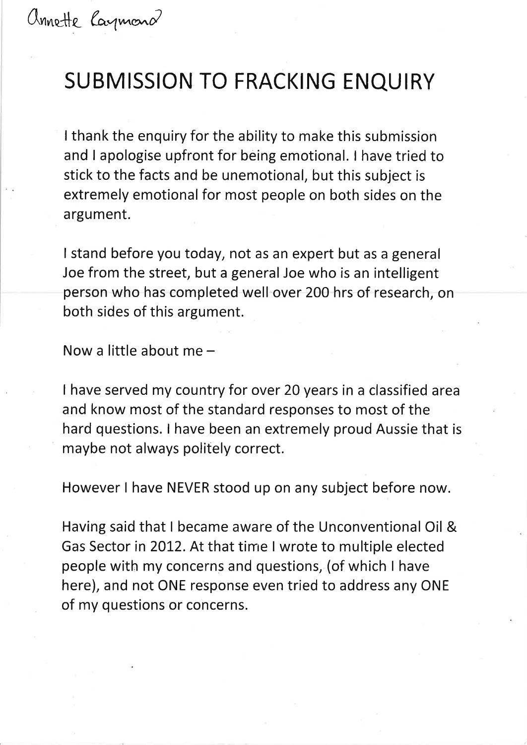Annette Laymond

# SUBMISSION TO FRACKING ENQUIRY

I thank the enquiry for the ability to make this submission and I apologise upfront for being emotional. I have tried to stick to the facts and be unemotional, but this subject is extremely emotional for most people on both sides on the argument.

I stand before you today, not as an expert but as a general Joe from the street, but a general Joe who is an intelligent person who has completed well over 200 hrs of research, on both sides of this argument.

Now a little about me –

I have served my country for over 20 years in a classified area and know most of the standard responses to most of the hard questions. I have been an extremely proud Aussie that is maybe not always politely correct.

However I have NEVER stood up on any subject before now.

Having said that I became aware of the Unconventional Oil & Gas Sector in 2012. At that time I wrote to multiple elected people with my concerns and questions, (of which I have here), and not ONE response even tried to address any ONE of my questions or concerns.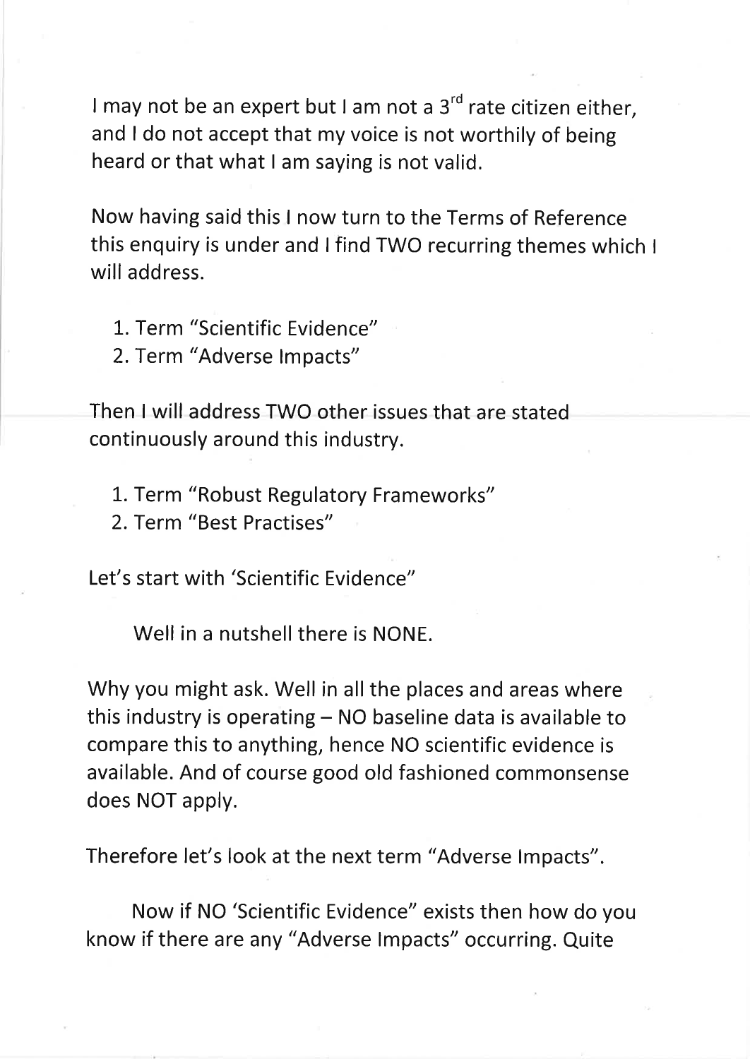I may not be an expert but I am not a 3rd rate citizen either, and I do not accept that my voice is not worthily of being heard or that what I am saying is not valid.

Now having said this I now turn to the Terms of Reference this enquiry is under and I find TWO recurring themes which I will address.

1. Term "Scientific Evidence"
2. Term "Adverse Impacts"

Then I will address TWO other issues that are stated continuously around this industry.

1. Term "Robust Regulatory Frameworks"
2. Term "Best Practises"

Let's start with 'Scientific Evidence"

Well in a nutshell there is NONE.

Why you might ask. Well in all the places and areas where this industry is operating – NO baseline data is available to compare this to anything, hence NO scientific evidence is available. And of course good old fashioned commonsense does NOT apply.

Therefore let's look at the next term "Adverse Impacts".

Now if NO 'Scientific Evidence" exists then how do you know if there are any "Adverse Impacts" occurring. Quite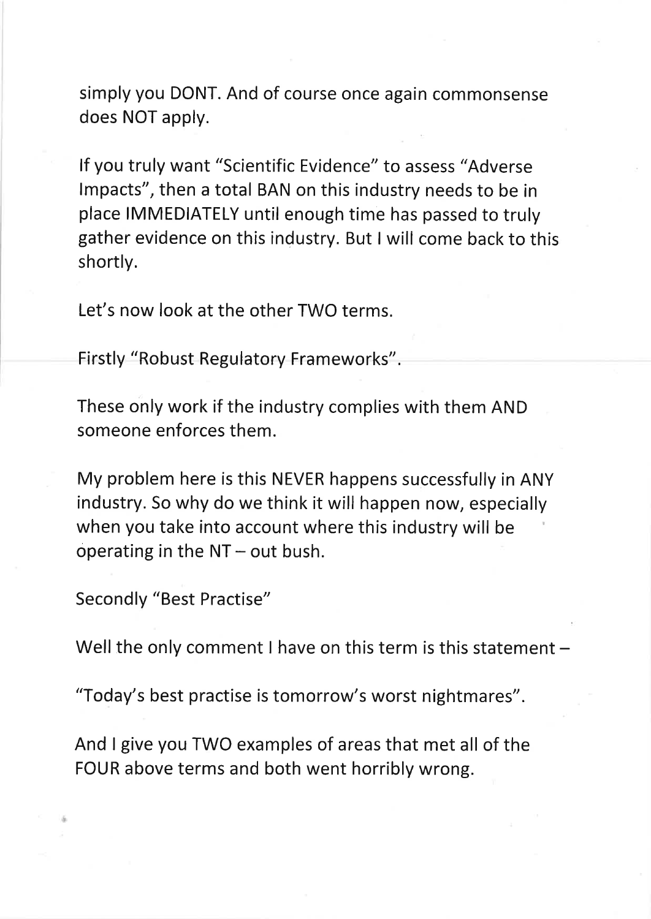simply you DONT. And of course once again commonsense does NOT apply.

If you truly want "Scientific Evidence" to assess "Adverse Impacts", then a total BAN on this industry needs to be in place IMMEDIATELY until enough time has passed to truly gather evidence on this industry. But I will come back to this shortly.

Let's now look at the other TWO terms.

Firstly "Robust Regulatory Frameworks".

These only work if the industry complies with them AND someone enforces them.

My problem here is this NEVER happens successfully in ANY industry. So why do we think it will happen now, especially when you take into account where this industry will be operating in the NT – out bush.

Secondly "Best Practise"

Well the only comment I have on this term is this statement –

"Today's best practise is tomorrow's worst nightmares".

And I give you TWO examples of areas that met all of the FOUR above terms and both went horribly wrong.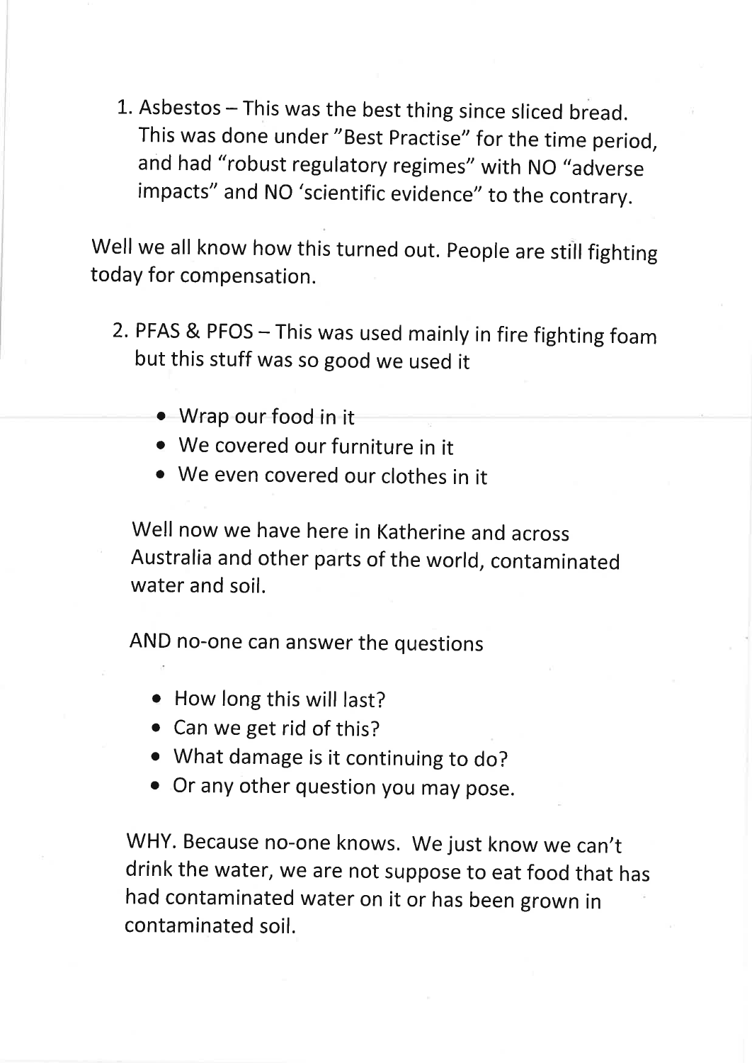1. Asbestos – This was the best thing since sliced bread. This was done under "Best Practise" for the time period, and had "robust regulatory regimes" with NO "adverse impacts" and NO 'scientific evidence" to the contrary.

Well we all know how this turned out. People are still fighting today for compensation.

2. PFAS & PFOS – This was used mainly in fire fighting foam but this stuff was so good we used it

    - Wrap our food in it
    - We covered our furniture in it
    - We even covered our clothes in it

    Well now we have here in Katherine and across Australia and other parts of the world, contaminated water and soil.

    AND no-one can answer the questions

    - How long this will last?
    - Can we get rid of this?
    - What damage is it continuing to do?
    - Or any other question you may pose.

    WHY. Because no-one knows. We just know we can't drink the water, we are not suppose to eat food that has had contaminated water on it or has been grown in contaminated soil.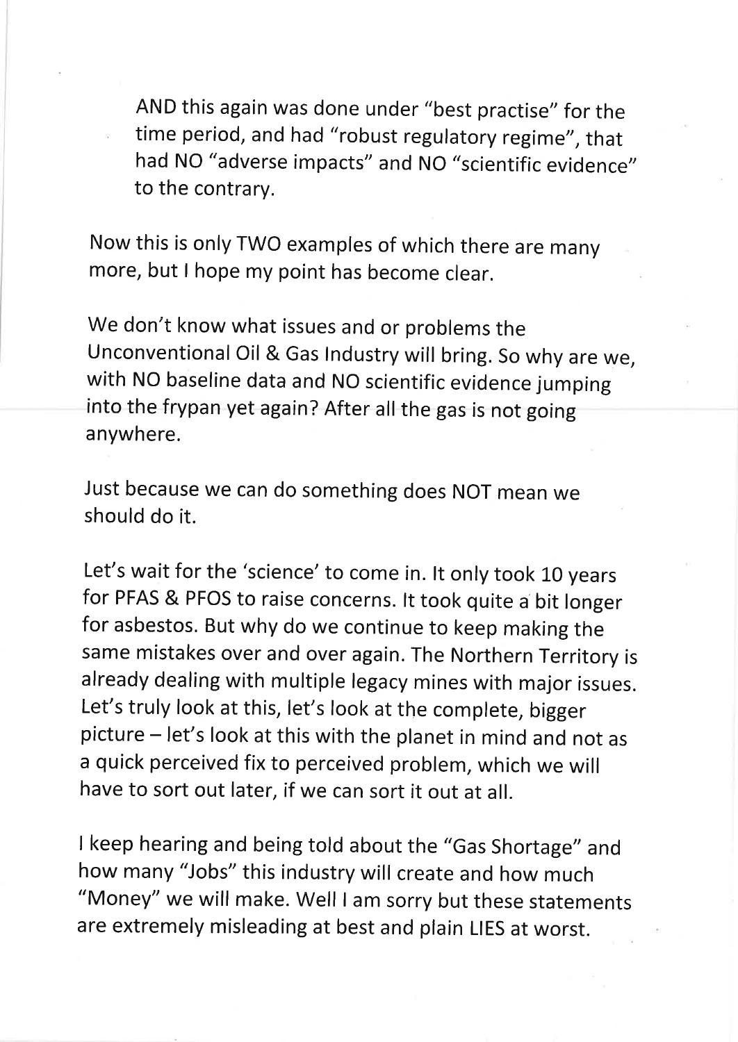AND this again was done under "best practise" for the time period, and had "robust regulatory regime", that had NO "adverse impacts" and NO "scientific evidence" to the contrary.

Now this is only TWO examples of which there are many more, but I hope my point has become clear.

We don't know what issues and or problems the Unconventional Oil & Gas Industry will bring. So why are we, with NO baseline data and NO scientific evidence jumping into the frypan yet again? After all the gas is not going anywhere.

Just because we can do something does NOT mean we should do it.

Let's wait for the 'science' to come in. It only took 10 years for PFAS & PFOS to raise concerns. It took quite a bit longer for asbestos. But why do we continue to keep making the same mistakes over and over again. The Northern Territory is already dealing with multiple legacy mines with major issues. Let's truly look at this, let's look at the complete, bigger picture – let's look at this with the planet in mind and not as a quick perceived fix to perceived problem, which we will have to sort out later, if we can sort it out at all.

I keep hearing and being told about the "Gas Shortage" and how many "Jobs" this industry will create and how much "Money" we will make. Well I am sorry but these statements are extremely misleading at best and plain LIES at worst.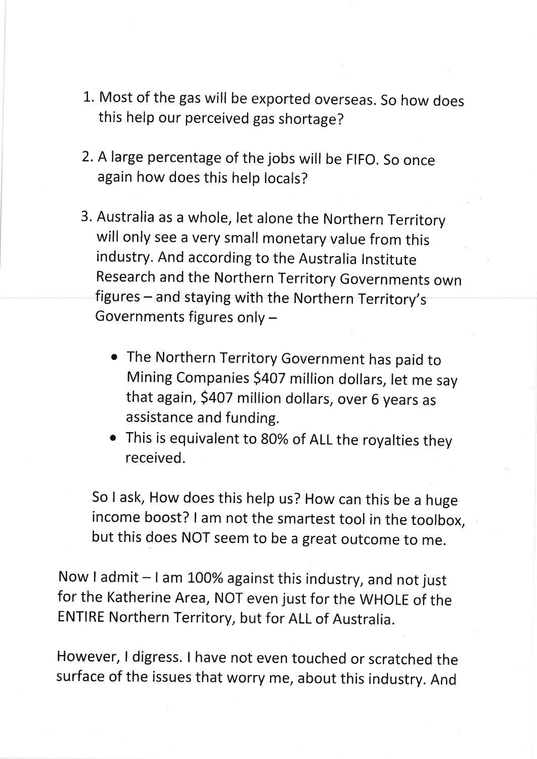1. Most of the gas will be exported overseas. So how does this help our perceived gas shortage?

2. A large percentage of the jobs will be FIFO. So once again how does this help locals?

3. Australia as a whole, let alone the Northern Territory will only see a very small monetary value from this industry. And according to the Australia Institute Research and the Northern Territory Governments own figures – and staying with the Northern Territory's Governments figures only –

   - The Northern Territory Government has paid to Mining Companies $407 million dollars, let me say that again, $407 million dollars, over 6 years as assistance and funding.
   - This is equivalent to 80% of ALL the royalties they received.

   So I ask, How does this help us? How can this be a huge income boost? I am not the smartest tool in the toolbox, but this does NOT seem to be a great outcome to me.

Now I admit – I am 100% against this industry, and not just for the Katherine Area, NOT even just for the WHOLE of the ENTIRE Northern Territory, but for ALL of Australia.

However, I digress. I have not even touched or scratched the surface of the issues that worry me, about this industry. And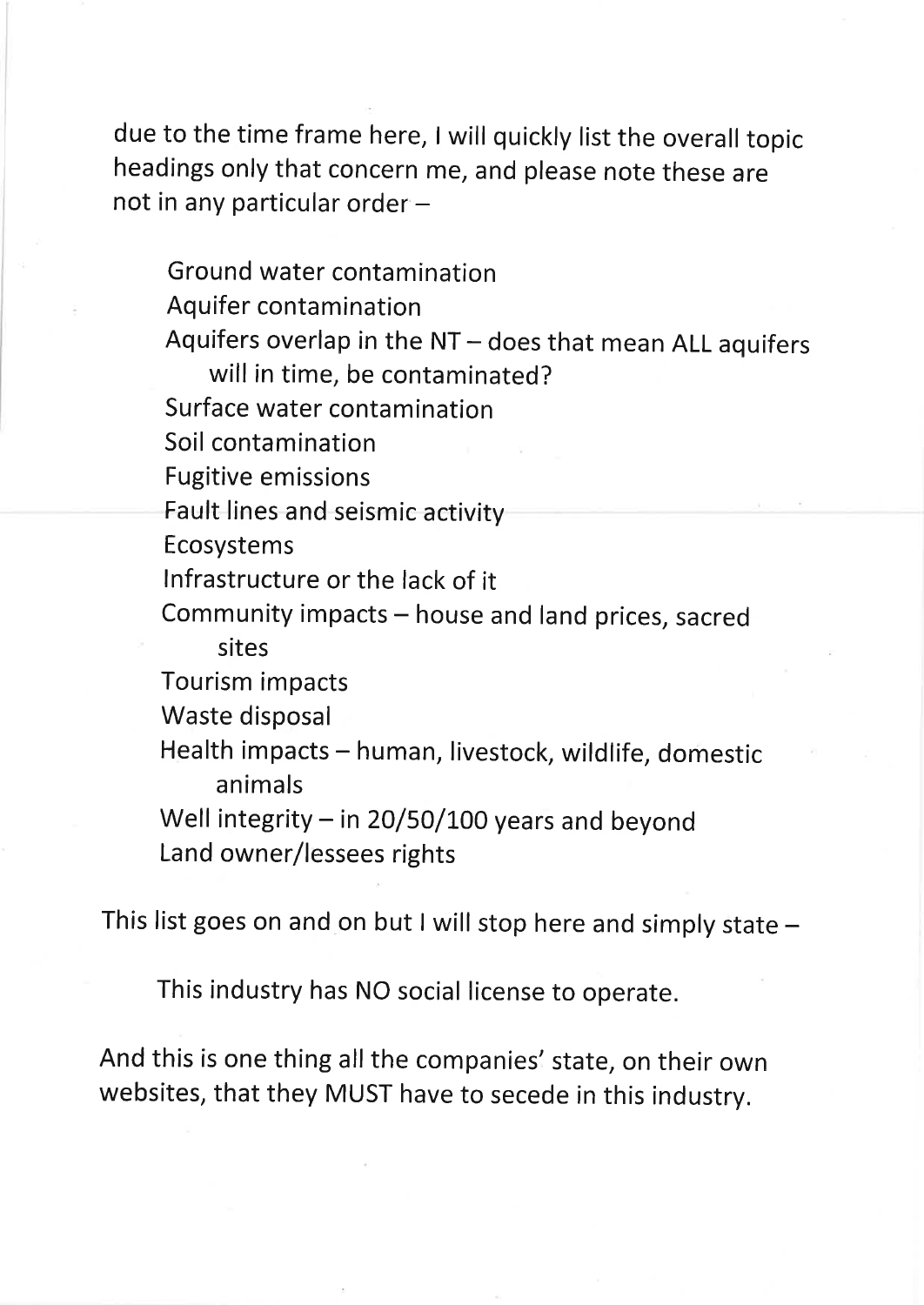due to the time frame here, I will quickly list the overall topic headings only that concern me, and please note these are not in any particular order –

- Ground water contamination
- Aquifer contamination
- Aquifers overlap in the NT – does that mean ALL aquifers will in time, be contaminated?
- Surface water contamination
- Soil contamination
- Fugitive emissions
- Fault lines and seismic activity
- Ecosystems
- Infrastructure or the lack of it
- Community impacts – house and land prices, sacred sites
- Tourism impacts
- Waste disposal
- Health impacts – human, livestock, wildlife, domestic animals
- Well integrity – in 20/50/100 years and beyond
- Land owner/lessees rights

This list goes on and on but I will stop here and simply state –

This industry has NO social license to operate.

And this is one thing all the companies' state, on their own websites, that they MUST have to secede in this industry.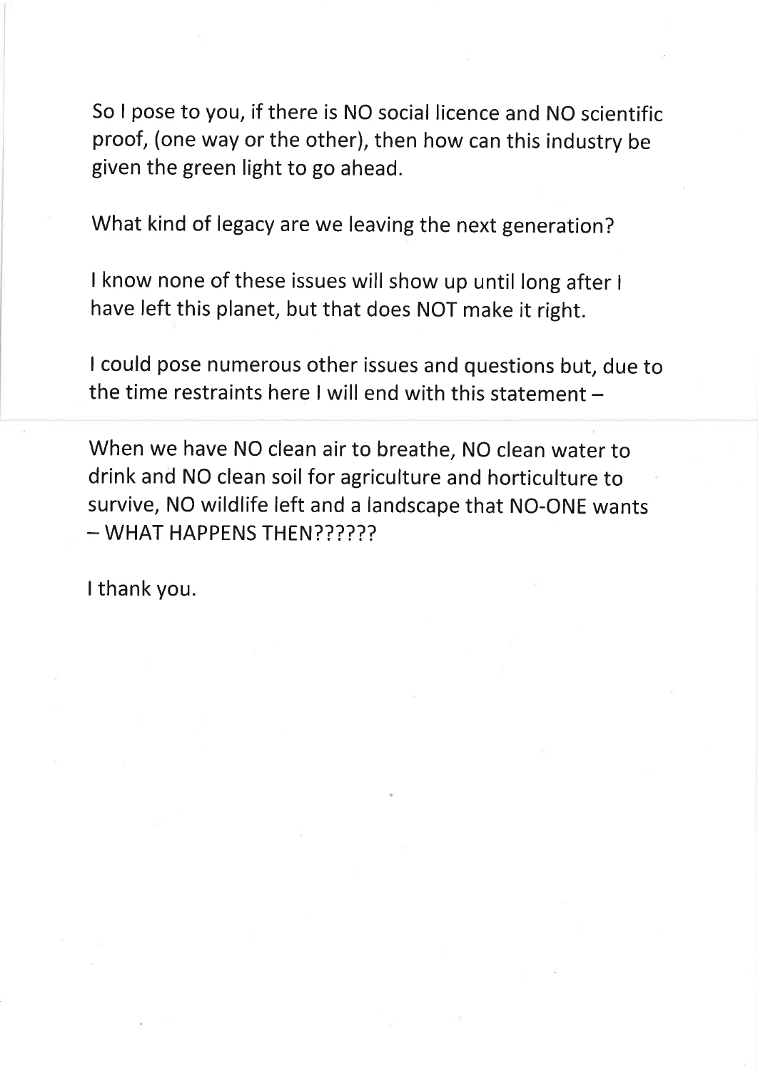So I pose to you, if there is NO social licence and NO scientific proof, (one way or the other), then how can this industry be given the green light to go ahead.

What kind of legacy are we leaving the next generation?

I know none of these issues will show up until long after I have left this planet, but that does NOT make it right.

I could pose numerous other issues and questions but, due to the time restraints here I will end with this statement –

When we have NO clean air to breathe, NO clean water to drink and NO clean soil for agriculture and horticulture to survive, NO wildlife left and a landscape that NO-ONE wants – WHAT HAPPENS THEN??????

I thank you.